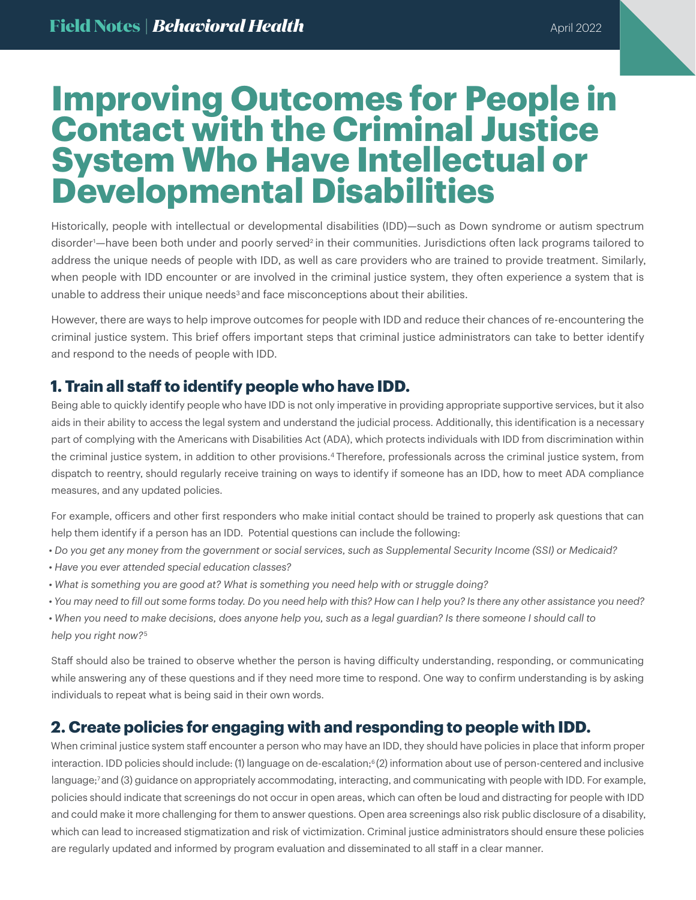# Improving Outcomes for People in Contact with the Criminal Justice System Who Have Intellectual or Developmental Disabilities

Historically, people with intellectual or developmental disabilities (IDD)—such as Down syndrome or autism spectrum disorder[1]—have been both under and poorly served[2] in their communities. Jurisdictions often lack programs tailored to address the unique needs of people with IDD, as well as care providers who are trained to provide treatment. Similarly, when people with IDD encounter or are involved in the criminal justice system, they often experience a system that is unable to address their unique needs[3] and face misconceptions about their abilities.

However, there are ways to help improve outcomes for people with IDD and reduce their chances of re-encountering the criminal justice system. This brief offers important steps that criminal justice administrators can take to better identify and respond to the needs of people with IDD.

## 1. Train all staff to identify people who have IDD.

Being able to quickly identify people who have IDD is not only imperative in providing appropriate supportive services, but it also aids in their ability to access the legal system and understand the judicial process. Additionally, this identification is a necessary part of complying with the Americans with Disabilities Act (ADA), which protects individuals with IDD from discrimination within the criminal justice system, in addition to other provisions.[4] Therefore, professionals across the criminal justice system, from dispatch to reentry, should regularly receive training on ways to identify if someone has an IDD, how to meet ADA compliance measures, and any updated policies.

For example, officers and other first responders who make initial contact should be trained to properly ask questions that can help them identify if a person has an IDD. Potential questions can include the following:

- *Do you get any money from the government or social services, such as Supplemental Security Income (SSI) or Medicaid?*
- *Have you ever attended special education classes?*
- *What is something you are good at? What is something you need help with or struggle doing?*
- *You may need to fill out some forms today. Do you need help with this? How can I help you? Is there any other assistance you need?*
- *When you need to make decisions, does anyone help you, such as a legal guardian? Is there someone I should call to help you right now?*[5]

Staff should also be trained to observe whether the person is having difficulty understanding, responding, or communicating while answering any of these questions and if they need more time to respond. One way to confirm understanding is by asking individuals to repeat what is being said in their own words.

## 2. Create policies for engaging with and responding to people with IDD.

When criminal justice system staff encounter a person who may have an IDD, they should have policies in place that inform proper interaction. IDD policies should include: (1) language on de-escalation;[6] (2) information about use of person-centered and inclusive language;[7] and (3) guidance on appropriately accommodating, interacting, and communicating with people with IDD. For example, policies should indicate that screenings do not occur in open areas, which can often be loud and distracting for people with IDD and could make it more challenging for them to answer questions. Open area screenings also risk public disclosure of a disability, which can lead to increased stigmatization and risk of victimization. Criminal justice administrators should ensure these policies are regularly updated and informed by program evaluation and disseminated to all staff in a clear manner.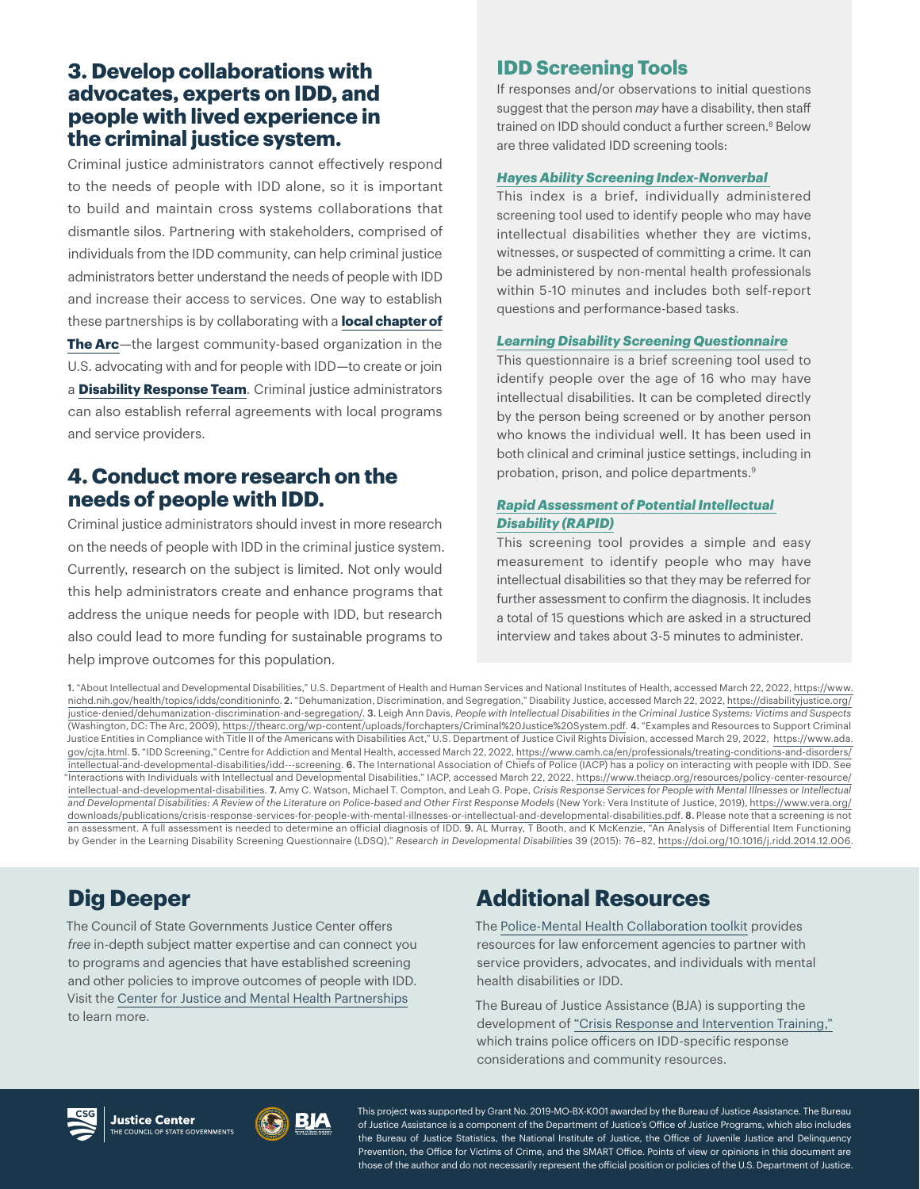## 3. Develop collaborations with advocates, experts on IDD, and people with lived experience in the criminal justice system.

Criminal justice administrators cannot effectively respond to the needs of people with IDD alone, so it is important to build and maintain cross systems collaborations that dismantle silos. Partnering with stakeholders, comprised of individuals from the IDD community, can help criminal justice administrators better understand the needs of people with IDD and increase their access to services. One way to establish these partnerships is by collaborating with a **local chapter of The Arc**—the largest community-based organization in the U.S. advocating with and for people with IDD—to create or join a **Disability Response Team**. Criminal justice administrators can also establish referral agreements with local programs and service providers.

## 4. Conduct more research on the needs of people with IDD.

Criminal justice administrators should invest in more research on the needs of people with IDD in the criminal justice system. Currently, research on the subject is limited. Not only would this help administrators create and enhance programs that address the unique needs for people with IDD, but research also could lead to more funding for sustainable programs to help improve outcomes for this population.

## IDD Screening Tools

If responses and/or observations to initial questions suggest that the person *may* have a disability, then staff trained on IDD should conduct a further screen.[8] Below are three validated IDD screening tools:

***Hayes Ability Screening Index-Nonverbal***

This index is a brief, individually administered screening tool used to identify people who may have intellectual disabilities whether they are victims, witnesses, or suspected of committing a crime. It can be administered by non-mental health professionals within 5-10 minutes and includes both self-report questions and performance-based tasks.

***Learning Disability Screening Questionnaire***

This questionnaire is a brief screening tool used to identify people over the age of 16 who may have intellectual disabilities. It can be completed directly by the person being screened or by another person who knows the individual well. It has been used in both clinical and criminal justice settings, including in probation, prison, and police departments.[9]

***Rapid Assessment of Potential Intellectual Disability (RAPID)***

This screening tool provides a simple and easy measurement to identify people who may have intellectual disabilities so that they may be referred for further assessment to confirm the diagnosis. It includes a total of 15 questions which are asked in a structured interview and takes about 3-5 minutes to administer.

**1.** "About Intellectual and Developmental Disabilities," U.S. Department of Health and Human Services and National Institutes of Health, accessed March 22, 2022, https://www.nichd.nih.gov/health/topics/idds/conditioninfo. **2.** "Dehumanization, Discrimination, and Segregation," Disability Justice, accessed March 22, 2022, https://disabilityjustice.org/justice-denied/dehumanization-discrimination-and-segregation/. **3.** Leigh Ann Davis, *People with Intellectual Disabilities in the Criminal Justice Systems: Victims and Suspects* (Washington, DC: The Arc, 2009), https://thearc.org/wp-content/uploads/forchapters/Criminal%20Justice%20System.pdf. **4.** "Examples and Resources to Support Criminal Justice Entities in Compliance with Title II of the Americans with Disabilities Act," U.S. Department of Justice Civil Rights Division, accessed March 29, 2022, https://www.ada.gov/cjta.html. **5.** "IDD Screening," Centre for Addiction and Mental Health, accessed March 22, 2022, https://www.camh.ca/en/professionals/treating-conditions-and-disorders/intellectual-and-developmental-disabilities/idd---screening. **6.** The International Association of Chiefs of Police (IACP) has a policy on interacting with people with IDD. See "Interactions with Individuals with Intellectual and Developmental Disabilities," IACP, accessed March 22, 2022, https://www.theiacp.org/resources/policy-center-resource/intellectual-and-developmental-disabilities. **7.** Amy C. Watson, Michael T. Compton, and Leah G. Pope, *Crisis Response Services for People with Mental Illnesses or Intellectual and Developmental Disabilities: A Review of the Literature on Police-based and Other First Response Models* (New York: Vera Institute of Justice, 2019), https://www.vera.org/downloads/publications/crisis-response-services-for-people-with-mental-illnesses-or-intellectual-and-developmental-disabilities.pdf. **8.** Please note that a screening is not an assessment. A full assessment is needed to determine an official diagnosis of IDD. **9.** AL Murray, T Booth, and K McKenzie, "An Analysis of Differential Item Functioning by Gender in the Learning Disability Screening Questionnaire (LDSQ)," *Research in Developmental Disabilities* 39 (2015): 76–82, https://doi.org/10.1016/j.ridd.2014.12.006.

## Dig Deeper

The Council of State Governments Justice Center offers *free* in-depth subject matter expertise and can connect you to programs and agencies that have established screening and other policies to improve outcomes of people with IDD. Visit the Center for Justice and Mental Health Partnerships to learn more.

## Additional Resources

The Police-Mental Health Collaboration toolkit provides resources for law enforcement agencies to partner with service providers, advocates, and individuals with mental health disabilities or IDD.

The Bureau of Justice Assistance (BJA) is supporting the development of "Crisis Response and Intervention Training," which trains police officers on IDD-specific response considerations and community resources.

Justice Center THE COUNCIL OF STATE GOVERNMENTS

This project was supported by Grant No. 2019-MO-BX-K001 awarded by the Bureau of Justice Assistance. The Bureau of Justice Assistance is a component of the Department of Justice's Office of Justice Programs, which also includes the Bureau of Justice Statistics, the National Institute of Justice, the Office of Juvenile Justice and Delinquency Prevention, the Office for Victims of Crime, and the SMART Office. Points of view or opinions in this document are those of the author and do not necessarily represent the official position or policies of the U.S. Department of Justice.